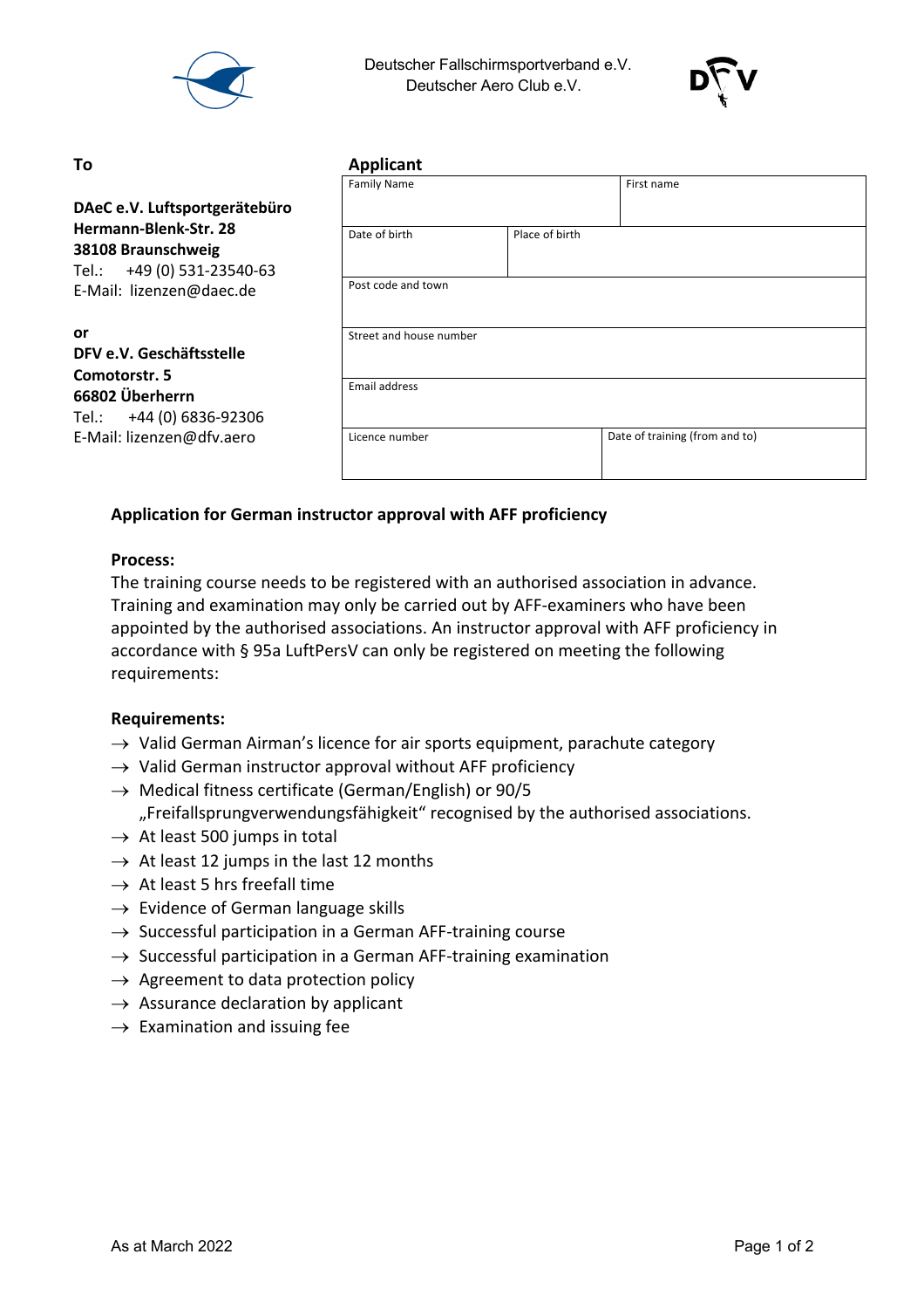Deutscher Fallschirmsportverband e.V.
Deutscher Aero Club e.V.

**To**

**DAeC e.V. Luftsportgerätebüro**
**Hermann-Blenk-Str. 28**
**38108 Braunschweig**
Tel.: +49 (0) 531-23540-63
E-Mail: lizenzen@daec.de

**or**
**DFV e.V. Geschäftsstelle**
**Comotorstr. 5**
**66802 Überherrn**
Tel.: +44 (0) 6836-92306
E-Mail: lizenzen@dfv.aero

**Applicant**

| Family Name | | First name |
|---|---|---|
| Date of birth | Place of birth | |
| Post code and town | | |
| Street and house number | | |
| Email address | | |
| Licence number | | Date of training (from and to) |

**Application for German instructor approval with AFF proficiency**

**Process:**
The training course needs to be registered with an authorised association in advance. Training and examination may only be carried out by AFF-examiners who have been appointed by the authorised associations. An instructor approval with AFF proficiency in accordance with § 95a LuftPersV can only be registered on meeting the following requirements:

**Requirements:**

- → Valid German Airman's licence for air sports equipment, parachute category
- → Valid German instructor approval without AFF proficiency
- → Medical fitness certificate (German/English) or 90/5 „Freifallsprungverwendungsfähigkeit" recognised by the authorised associations.
- → At least 500 jumps in total
- → At least 12 jumps in the last 12 months
- → At least 5 hrs freefall time
- → Evidence of German language skills
- → Successful participation in a German AFF-training course
- → Successful participation in a German AFF-training examination
- → Agreement to data protection policy
- → Assurance declaration by applicant
- → Examination and issuing fee

As at March 2022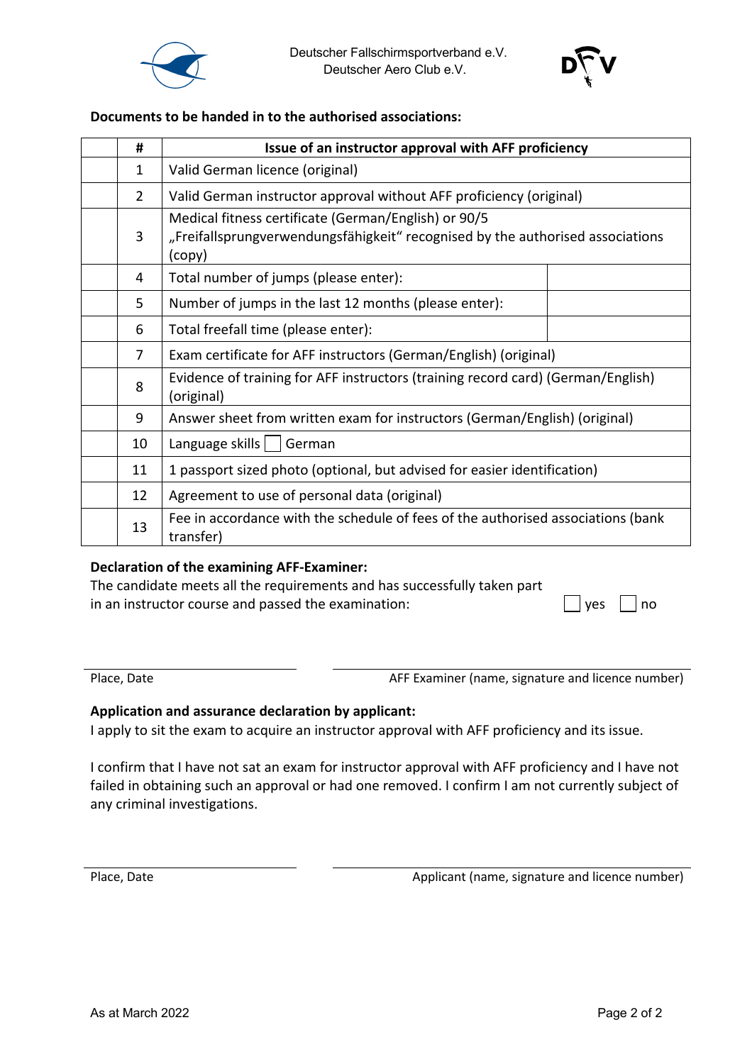Deutscher Fallschirmsportverband e.V.
Deutscher Aero Club e.V.

**Documents to be handed in to the authorised associations:**

| | # | Issue of an instructor approval with AFF proficiency | |
|---|---|---|---|
| | 1 | Valid German licence (original) | |
| | 2 | Valid German instructor approval without AFF proficiency (original) | |
| | 3 | Medical fitness certificate (German/English) or 90/5 „Freifallsprungverwendungsfähigkeit" recognised by the authorised associations (copy) | |
| | 4 | Total number of jumps (please enter): | |
| | 5 | Number of jumps in the last 12 months (please enter): | |
| | 6 | Total freefall time (please enter): | |
| | 7 | Exam certificate for AFF instructors (German/English) (original) | |
| | 8 | Evidence of training for AFF instructors (training record card) (German/English) (original) | |
| | 9 | Answer sheet from written exam for instructors (German/English) (original) | |
| | 10 | Language skills ☐ German | |
| | 11 | 1 passport sized photo (optional, but advised for easier identification) | |
| | 12 | Agreement to use of personal data (original) | |
| | 13 | Fee in accordance with the schedule of fees of the authorised associations (bank transfer) | |

**Declaration of the examining AFF-Examiner:**

The candidate meets all the requirements and has successfully taken part in an instructor course and passed the examination: ☐ yes ☐ no

Place, Date

AFF Examiner (name, signature and licence number)

**Application and assurance declaration by applicant:**

I apply to sit the exam to acquire an instructor approval with AFF proficiency and its issue.

I confirm that I have not sat an exam for instructor approval with AFF proficiency and I have not failed in obtaining such an approval or had one removed. I confirm I am not currently subject of any criminal investigations.

Place, Date

Applicant (name, signature and licence number)

As at March 2022